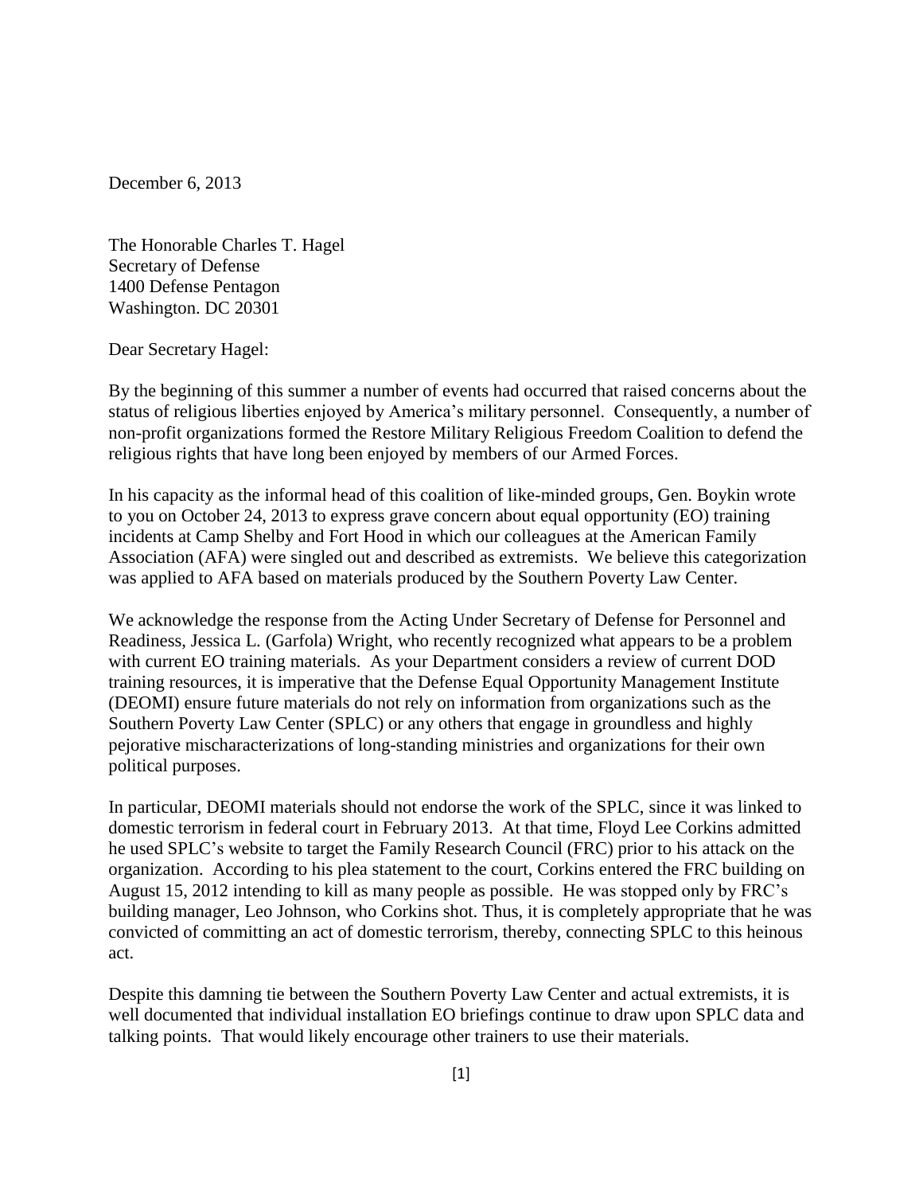December 6, 2013

The Honorable Charles T. Hagel
Secretary of Defense
1400 Defense Pentagon
Washington. DC 20301

Dear Secretary Hagel:

By the beginning of this summer a number of events had occurred that raised concerns about the status of religious liberties enjoyed by America's military personnel. Consequently, a number of non-profit organizations formed the Restore Military Religious Freedom Coalition to defend the religious rights that have long been enjoyed by members of our Armed Forces.

In his capacity as the informal head of this coalition of like-minded groups, Gen. Boykin wrote to you on October 24, 2013 to express grave concern about equal opportunity (EO) training incidents at Camp Shelby and Fort Hood in which our colleagues at the American Family Association (AFA) were singled out and described as extremists. We believe this categorization was applied to AFA based on materials produced by the Southern Poverty Law Center.

We acknowledge the response from the Acting Under Secretary of Defense for Personnel and Readiness, Jessica L. (Garfola) Wright, who recently recognized what appears to be a problem with current EO training materials. As your Department considers a review of current DOD training resources, it is imperative that the Defense Equal Opportunity Management Institute (DEOMI) ensure future materials do not rely on information from organizations such as the Southern Poverty Law Center (SPLC) or any others that engage in groundless and highly pejorative mischaracterizations of long-standing ministries and organizations for their own political purposes.

In particular, DEOMI materials should not endorse the work of the SPLC, since it was linked to domestic terrorism in federal court in February 2013. At that time, Floyd Lee Corkins admitted he used SPLC's website to target the Family Research Council (FRC) prior to his attack on the organization. According to his plea statement to the court, Corkins entered the FRC building on August 15, 2012 intending to kill as many people as possible. He was stopped only by FRC's building manager, Leo Johnson, who Corkins shot. Thus, it is completely appropriate that he was convicted of committing an act of domestic terrorism, thereby, connecting SPLC to this heinous act.

Despite this damning tie between the Southern Poverty Law Center and actual extremists, it is well documented that individual installation EO briefings continue to draw upon SPLC data and talking points. That would likely encourage other trainers to use their materials.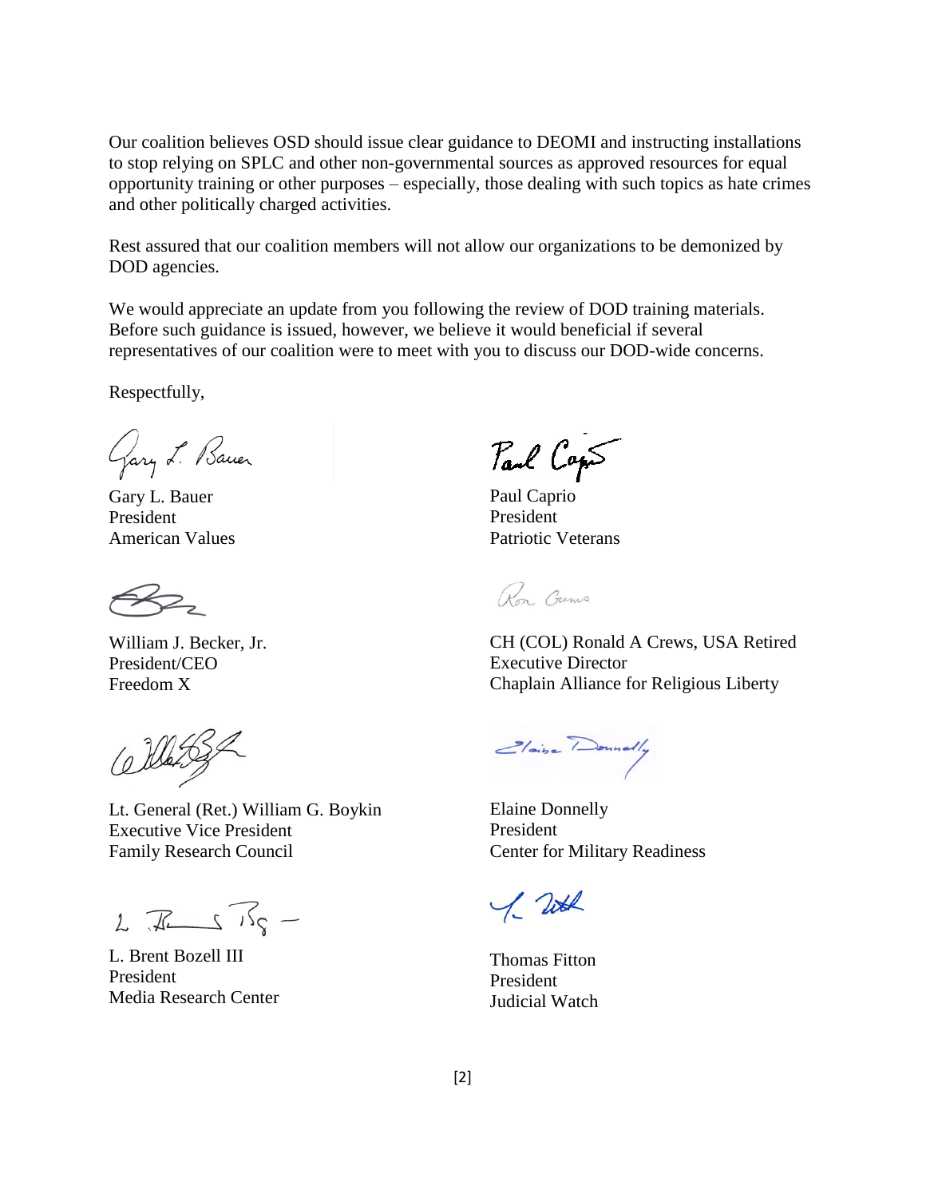Our coalition believes OSD should issue clear guidance to DEOMI and instructing installations to stop relying on SPLC and other non-governmental sources as approved resources for equal opportunity training or other purposes – especially, those dealing with such topics as hate crimes and other politically charged activities.

Rest assured that our coalition members will not allow our organizations to be demonized by DOD agencies.

We would appreciate an update from you following the review of DOD training materials. Before such guidance is issued, however, we believe it would beneficial if several representatives of our coalition were to meet with you to discuss our DOD-wide concerns.

Respectfully,

Gary L. Bauer
President
American Values

Paul Caprio
President
Patriotic Veterans

William J. Becker, Jr.
President/CEO
Freedom X

CH (COL) Ronald A Crews, USA Retired
Executive Director
Chaplain Alliance for Religious Liberty

Lt. General (Ret.) William G. Boykin
Executive Vice President
Family Research Council

Elaine Donnelly
President
Center for Military Readiness

L. Brent Bozell III
President
Media Research Center

Thomas Fitton
President
Judicial Watch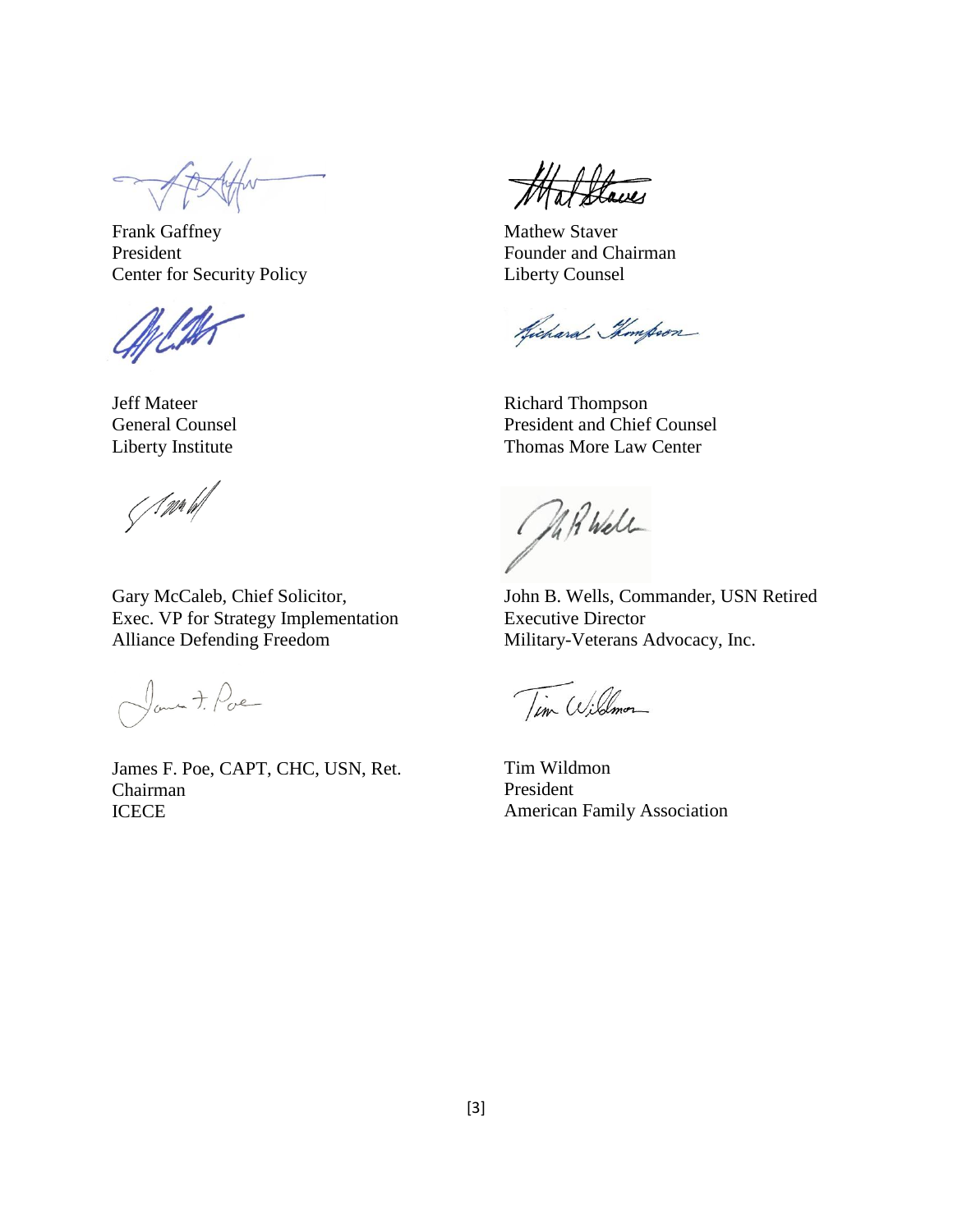Frank Gaffney
President
Center for Security Policy

Mathew Staver
Founder and Chairman
Liberty Counsel

Jeff Mateer
General Counsel
Liberty Institute

Richard Thompson
President and Chief Counsel
Thomas More Law Center

Gary McCaleb, Chief Solicitor,
Exec. VP for Strategy Implementation
Alliance Defending Freedom

John B. Wells, Commander, USN Retired
Executive Director
Military-Veterans Advocacy, Inc.

James F. Poe, CAPT, CHC, USN, Ret.
Chairman
ICECE

Tim Wildmon
President
American Family Association